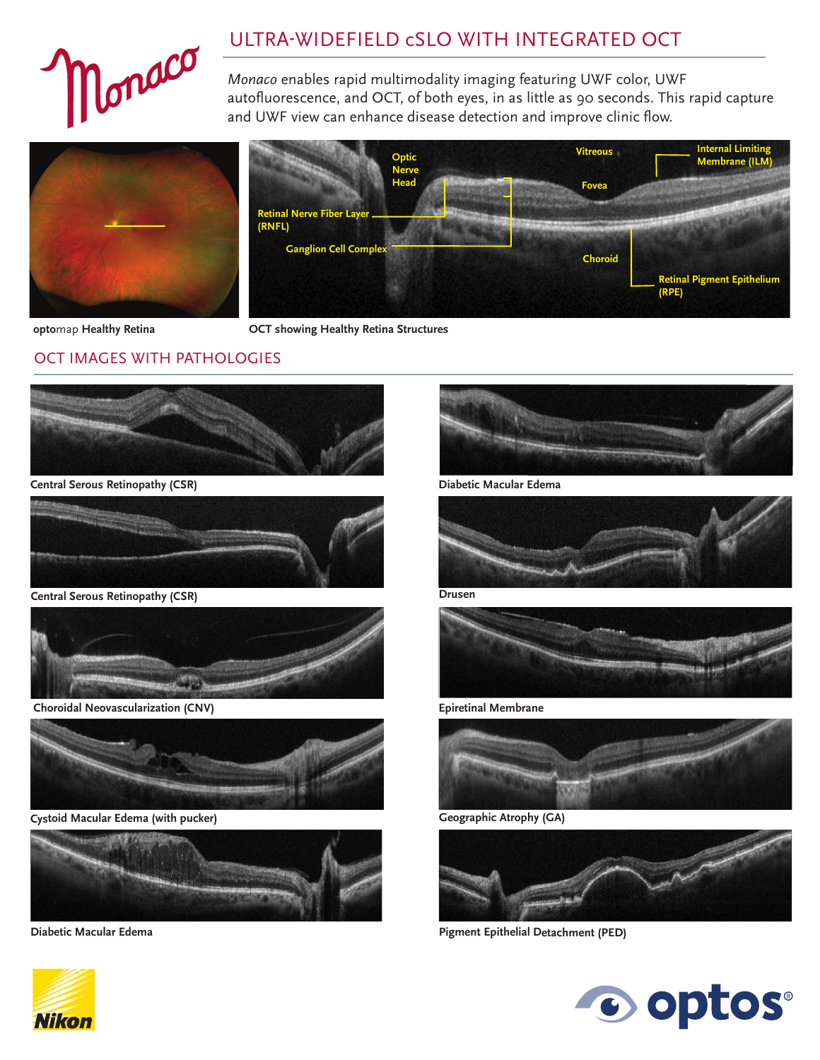# ULTRA-WIDEFIELD cSLO WITH INTEGRATED OCT

*Monaco* enables rapid multimodality imaging featuring UWF color, UWF autofluorescence, and OCT, of both eyes, in as little as 90 seconds. This rapid capture and UWF view can enhance disease detection and improve clinic flow.

Optic Nerve Head

Vitreous

Internal Limiting Membrane (ILM)

Fovea

Retinal Nerve Fiber Layer (RNFL)

Ganglion Cell Complex

Choroid

Retinal Pigment Epithelium (RPE)

**optomap Healthy Retina**

**OCT showing Healthy Retina Structures**

## OCT IMAGES WITH PATHOLOGIES

**Central Serous Retinopathy (CSR)**

**Central Serous Retinopathy (CSR)**

**Choroidal Neovascularization (CNV)**

**Cystoid Macular Edema (with pucker)**

**Diabetic Macular Edema**

**Diabetic Macular Edema**

**Drusen**

**Epiretinal Membrane**

**Geographic Atrophy (GA)**

**Pigment Epithelial Detachment (PED)**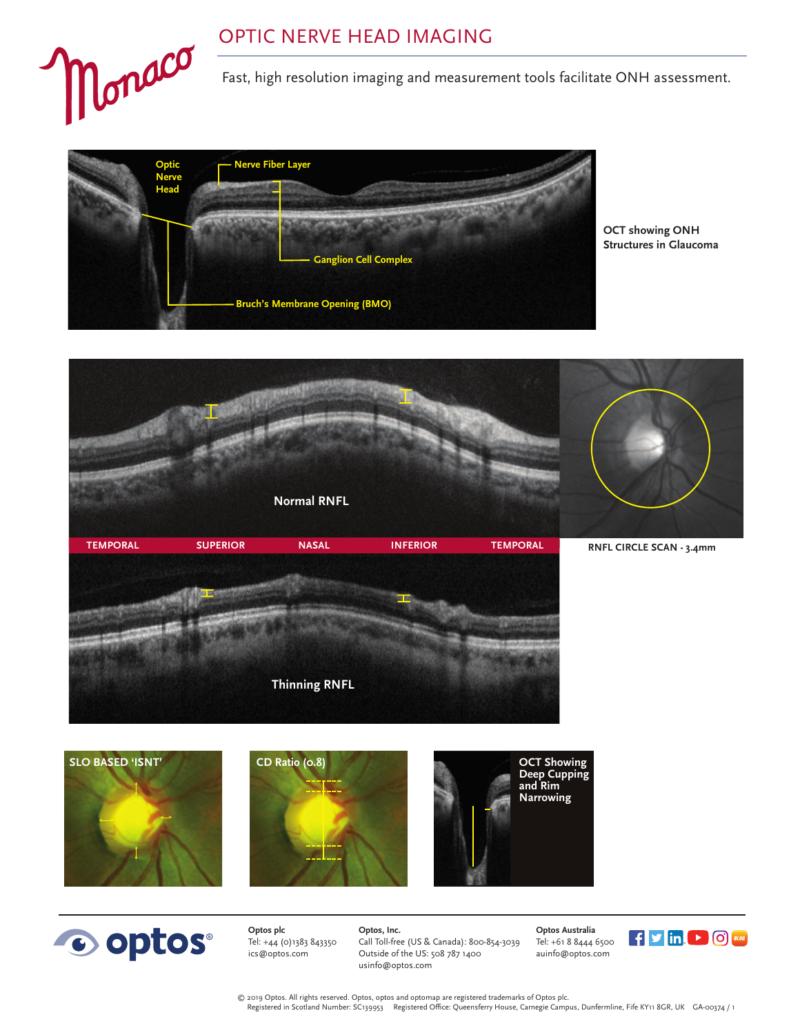Monaco

# OPTIC NERVE HEAD IMAGING

Fast, high resolution imaging and measurement tools facilitate ONH assessment.

Optic Nerve Head

Nerve Fiber Layer

Ganglion Cell Complex

Bruch's Membrane Opening (BMO)

**OCT showing ONH Structures in Glaucoma**

Normal RNFL

TEMPORAL SUPERIOR NASAL INFERIOR TEMPORAL

Thinning RNFL

**RNFL CIRCLE SCAN - 3.4mm**

SLO BASED 'ISNT'

CD Ratio (0.8)

OCT Showing Deep Cupping and Rim Narrowing

optos®

**Optos plc**
Tel: +44 (0)1383 843350
ics@optos.com

**Optos, Inc.**
Call Toll-free (US & Canada): 800-854-3039
Outside of the US: 508 787 1400
usinfo@optos.com

**Optos Australia**
Tel: +61 8 8444 6500
auinfo@optos.com

© 2019 Optos. All rights reserved. Optos, optos and optomap are registered trademarks of Optos plc.
Registered in Scotland Number: SC139953 Registered Office: Queensferry House, Carnegie Campus, Dunfermline, Fife KY11 8GR, UK GA-00374 / 1